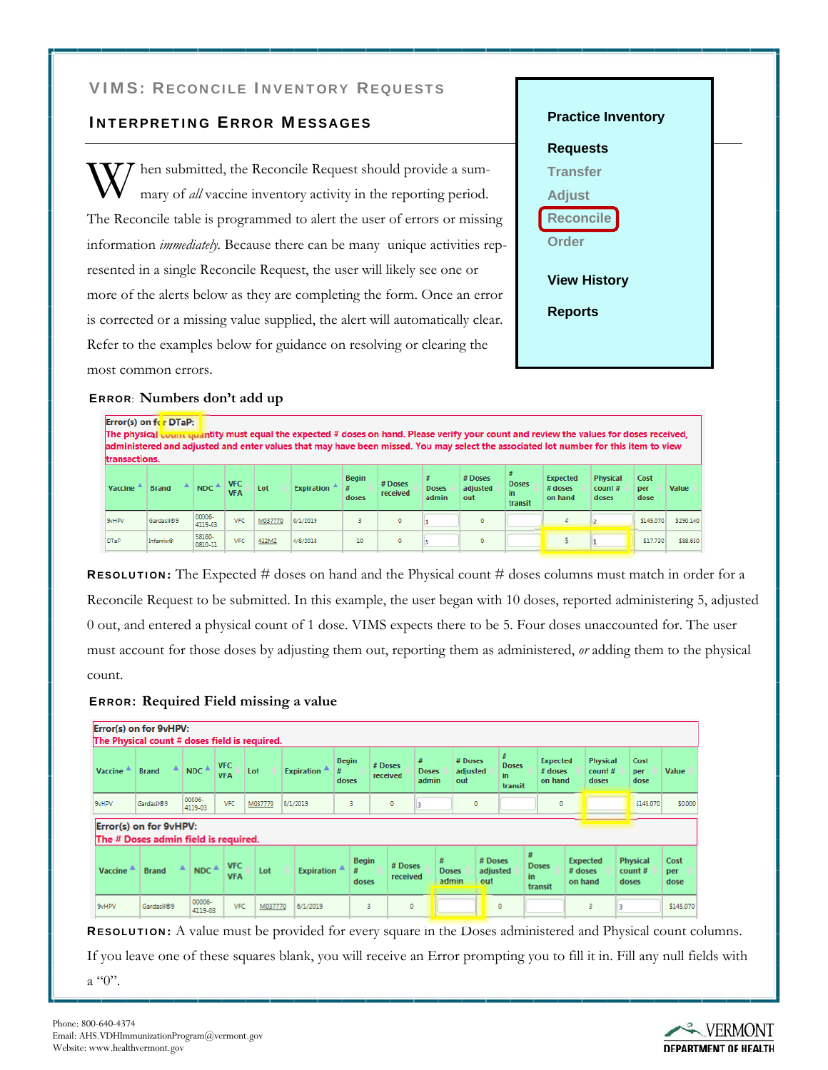## VIMS: Reconcile Inventory Requests

### Interpreting Error Messages

When submitted, the Reconcile Request should provide a summary of *all* vaccine inventory activity in the reporting period. The Reconcile table is programmed to alert the user of errors or missing information *immediately*. Because there can be many unique activities represented in a single Reconcile Request, the user will likely see one or more of the alerts below as they are completing the form. Once an error is corrected or a missing value supplied, the alert will automatically clear. Refer to the examples below for guidance on resolving or clearing the most common errors.

**Practice Inventory**

**Requests**

- Transfer
- Adjust
- Reconcile
- Order

**View History**

**Reports**

**Error: Numbers don't add up**

Error(s) on for DTaP:
The physical count quantity must equal the expected # doses on hand. Please verify your count and review the values for doses received, administered and adjusted and enter values that may have been missed. You may select the associated lot number for this item to view transactions.

| Vaccine | Brand | NDC | VFC VFA | Lot | Expiration | Begin # doses | # Doses received | # Doses admin | # Doses adjusted out | # Doses in transit | Expected # doses on hand | Physical count # doses | Cost per dose | Value |
|---|---|---|---|---|---|---|---|---|---|---|---|---|---|---|
| 9vHPV | Gardasil®9 | 00006-4119-03 | VFC | M037770 | 6/1/2019 | 3 | 0 | 1 | 0 | | 2 | 2 | $145.070 | $290.140 |
| DTaP | Infanrix® | 58160-0810-11 | VFC | 432MZ | 4/8/2018 | 10 | 0 | 5 | 0 | | 5 | 1 | $17.730 | $88.650 |

**Resolution:** The Expected # doses on hand and the Physical count # doses columns must match in order for a Reconcile Request to be submitted. In this example, the user began with 10 doses, reported administering 5, adjusted 0 out, and entered a physical count of 1 dose. VIMS expects there to be 5. Four doses unaccounted for. The user must account for those doses by adjusting them out, reporting them as administered, *or* adding them to the physical count.

**Error: Required Field missing a value**

Error(s) on for 9vHPV:
The Physical count # doses field is required.

| Vaccine | Brand | NDC | VFC VFA | Lot | Expiration | Begin # doses | # Doses received | # Doses admin | # Doses adjusted out | # Doses in transit | Expected # doses on hand | Physical count # doses | Cost per dose | Value |
|---|---|---|---|---|---|---|---|---|---|---|---|---|---|---|
| 9vHPV | Gardasil®9 | 00006-4119-03 | VFC | M037770 | 6/1/2019 | 3 | 0 | 3 | 0 | | 0 | | $145.070 | $0.000 |

Error(s) on for 9vHPV:
The # Doses admin field is required.

| Vaccine | Brand | NDC | VFC VFA | Lot | Expiration | Begin # doses | # Doses received | # Doses admin | # Doses adjusted out | # Doses in transit | Expected # doses on hand | Physical count # doses | Cost per dose |
|---|---|---|---|---|---|---|---|---|---|---|---|---|---|
| 9vHPV | Gardasil®9 | 00006-4119-03 | VFC | M037770 | 6/1/2019 | 3 | 0 | | 0 | | 3 | 3 | $145.070 |

**Resolution:** A value must be provided for every square in the Doses administered and Physical count columns. If you leave one of these squares blank, you will receive an Error prompting you to fill it in. Fill any null fields with a "0".

Phone: 800-640-4374
Email: AHS.VDHImmunizationProgram@vermont.gov
Website: www.healthvermont.gov

VERMONT DEPARTMENT OF HEALTH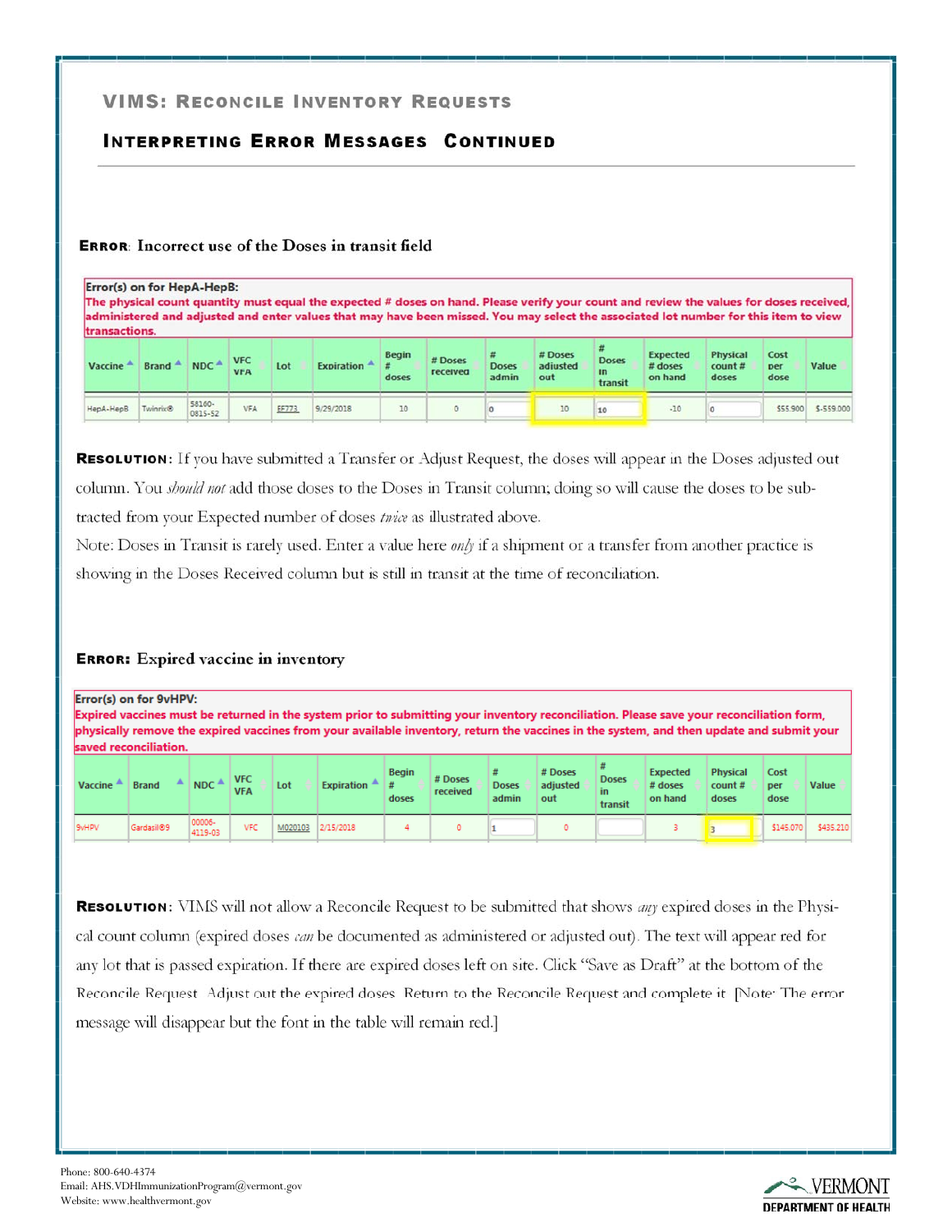## VIMS: Reconcile Inventory Requests

### Interpreting Error Messages Continued

**Error**: Incorrect use of the Doses in transit field

**Error(s) on for HepA-HepB:**
The physical count quantity must equal the expected # doses on hand. Please verify your count and review the values for doses received, administered and adjusted and enter values that may have been missed. You may select the associated lot number for this item to view transactions.

| Vaccine | Brand | NDC | VFC VFA | Lot | Expiration | Begin # doses | # Doses received | # Doses admin | # Doses adjusted out | # Doses in transit | Expected # doses on hand | Physical count # doses | Cost per dose | Value |
|---|---|---|---|---|---|---|---|---|---|---|---|---|---|---|
| HepA-HepB | Twinrix® | 58160-0815-52 | VFA | EF773 | 9/29/2018 | 10 | 0 | 0 | 10 | 10 | -10 | 0 | $55.900 | $-559.000 |

**Resolution**: If you have submitted a Transfer or Adjust Request, the doses will appear in the Doses adjusted out column. You *should not* add those doses to the Doses in Transit column; doing so will cause the doses to be subtracted from your Expected number of doses *twice* as illustrated above.

Note: Doses in Transit is rarely used. Enter a value here *only* if a shipment or a transfer from another practice is showing in the Doses Received column but is still in transit at the time of reconciliation.

**Error:** Expired vaccine in inventory

**Error(s) on for 9vHPV:**
Expired vaccines must be returned in the system prior to submitting your inventory reconciliation. Please save your reconciliation form, physically remove the expired vaccines from your available inventory, return the vaccines in the system, and then update and submit your saved reconciliation.

| Vaccine | Brand | NDC | VFC VFA | Lot | Expiration | Begin # doses | # Doses received | # Doses admin | # Doses adjusted out | # Doses in transit | Expected # doses on hand | Physical count # doses | Cost per dose | Value |
|---|---|---|---|---|---|---|---|---|---|---|---|---|---|---|
| 9vHPV | Gardasil®9 | 00006-4119-03 | VFC | M020103 | 2/15/2018 | 4 | 0 | 1 | 0 | | 3 | 3 | $145.070 | $435.210 |

**Resolution**: VIMS will not allow a Reconcile Request to be submitted that shows *any* expired doses in the Physical count column (expired doses *can* be documented as administered or adjusted out). The text will appear red for any lot that is passed expiration. If there are expired doses left on site. Click "Save as Draft" at the bottom of the Reconcile Request. Adjust out the expired doses. Return to the Reconcile Request and complete it. [Note: The error message will disappear but the font in the table will remain red.]

Phone: 800-640-4374
Email: AHS.VDHImmunizationProgram@vermont.gov
Website: www.healthvermont.gov

VERMONT DEPARTMENT OF HEALTH